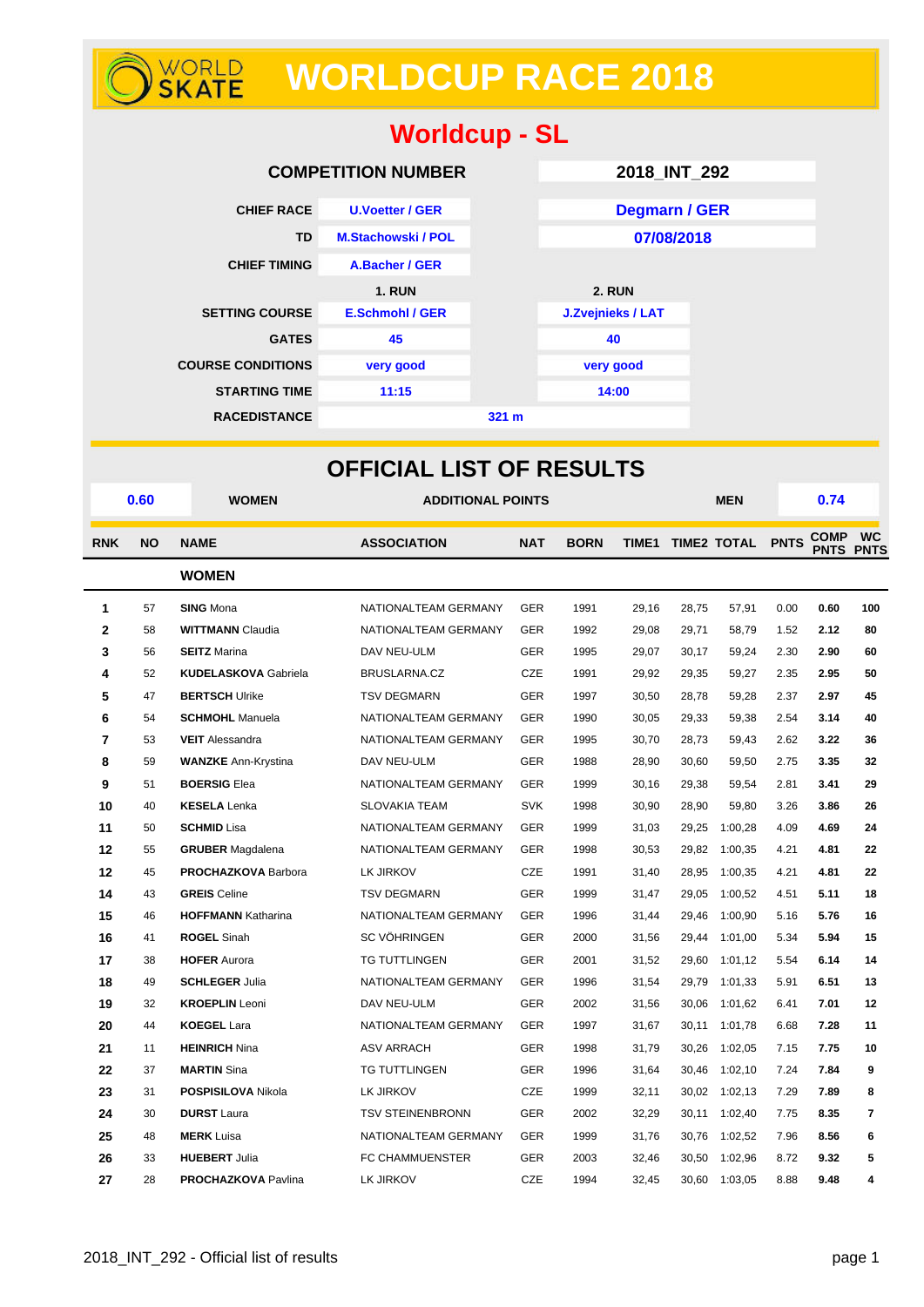# WORLDCUP RACE 2018

## Worldcup - SL

| COMPETITION NUMBER | | 2018_INT_292 |
|---|---|---|
| CHIEF RACE | U.Voetter / GER | Degmarn / GER |
| TD | M.Stachowski / POL | 07/08/2018 |
| CHIEF TIMING | A.Bacher / GER | |
| | 1. RUN | 2. RUN |
| SETTING COURSE | E.Schmohl / GER | J.Zvejnieks / LAT |
| GATES | 45 | 40 |
| COURSE CONDITIONS | very good | very good |
| STARTING TIME | 11:15 | 14:00 |
| RACEDISTANCE | 321 m | |

## OFFICIAL LIST OF RESULTS

| 0.60 | WOMEN | ADDITIONAL POINTS | MEN | 0.74 |
|---|---|---|---|---|

| RNK | NO | NAME | ASSOCIATION | NAT | BORN | TIME1 | TIME2 | TOTAL | PNTS | COMP PNTS | WC PNTS |
|---|---|---|---|---|---|---|---|---|---|---|---|
| | | **WOMEN** | | | | | | | | | |
| 1 | 57 | **SING** Mona | NATIONALTEAM GERMANY | GER | 1991 | 29,16 | 28,75 | 57,91 | 0.00 | 0.60 | 100 |
| 2 | 58 | **WITTMANN** Claudia | NATIONALTEAM GERMANY | GER | 1992 | 29,08 | 29,71 | 58,79 | 1.52 | 2.12 | 80 |
| 3 | 56 | **SEITZ** Marina | DAV NEU-ULM | GER | 1995 | 29,07 | 30,17 | 59,24 | 2.30 | 2.90 | 60 |
| 4 | 52 | **KUDELASKOVA** Gabriela | BRUSLARNA.CZ | CZE | 1991 | 29,92 | 29,35 | 59,27 | 2.35 | 2.95 | 50 |
| 5 | 47 | **BERTSCH** Ulrike | TSV DEGMARN | GER | 1997 | 30,50 | 28,78 | 59,28 | 2.37 | 2.97 | 45 |
| 6 | 54 | **SCHMOHL** Manuela | NATIONALTEAM GERMANY | GER | 1990 | 30,05 | 29,33 | 59,38 | 2.54 | 3.14 | 40 |
| 7 | 53 | **VEIT** Alessandra | NATIONALTEAM GERMANY | GER | 1995 | 30,70 | 28,73 | 59,43 | 2.62 | 3.22 | 36 |
| 8 | 59 | **WANZKE** Ann-Krystina | DAV NEU-ULM | GER | 1988 | 28,90 | 30,60 | 59,50 | 2.75 | 3.35 | 32 |
| 9 | 51 | **BOERSIG** Elea | NATIONALTEAM GERMANY | GER | 1999 | 30,16 | 29,38 | 59,54 | 2.81 | 3.41 | 29 |
| 10 | 40 | **KESELA** Lenka | SLOVAKIA TEAM | SVK | 1998 | 30,90 | 28,90 | 59,80 | 3.26 | 3.86 | 26 |
| 11 | 50 | **SCHMID** Lisa | NATIONALTEAM GERMANY | GER | 1999 | 31,03 | 29,25 | 1:00,28 | 4.09 | 4.69 | 24 |
| 12 | 55 | **GRUBER** Magdalena | NATIONALTEAM GERMANY | GER | 1998 | 30,53 | 29,82 | 1:00,35 | 4.21 | 4.81 | 22 |
| 12 | 45 | **PROCHAZKOVA** Barbora | LK JIRKOV | CZE | 1991 | 31,40 | 28,95 | 1:00,35 | 4.21 | 4.81 | 22 |
| 14 | 43 | **GREIS** Celine | TSV DEGMARN | GER | 1999 | 31,47 | 29,05 | 1:00,52 | 4.51 | 5.11 | 18 |
| 15 | 46 | **HOFFMANN** Katharina | NATIONALTEAM GERMANY | GER | 1996 | 31,44 | 29,46 | 1:00,90 | 5.16 | 5.76 | 16 |
| 16 | 41 | **ROGEL** Sinah | SC VÖHRINGEN | GER | 2000 | 31,56 | 29,44 | 1:01,00 | 5.34 | 5.94 | 15 |
| 17 | 38 | **HOFER** Aurora | TG TUTTLINGEN | GER | 2001 | 31,52 | 29,60 | 1:01,12 | 5.54 | 6.14 | 14 |
| 18 | 49 | **SCHLEGER** Julia | NATIONALTEAM GERMANY | GER | 1996 | 31,54 | 29,79 | 1:01,33 | 5.91 | 6.51 | 13 |
| 19 | 32 | **KROEPLIN** Leoni | DAV NEU-ULM | GER | 2002 | 31,56 | 30,06 | 1:01,62 | 6.41 | 7.01 | 12 |
| 20 | 44 | **KOEGEL** Lara | NATIONALTEAM GERMANY | GER | 1997 | 31,67 | 30,11 | 1:01,78 | 6.68 | 7.28 | 11 |
| 21 | 11 | **HEINRICH** Nina | ASV ARRACH | GER | 1998 | 31,79 | 30,26 | 1:02,05 | 7.15 | 7.75 | 10 |
| 22 | 37 | **MARTIN** Sina | TG TUTTLINGEN | GER | 1996 | 31,64 | 30,46 | 1:02,10 | 7.24 | 7.84 | 9 |
| 23 | 31 | **POSPISILOVA** Nikola | LK JIRKOV | CZE | 1999 | 32,11 | 30,02 | 1:02,13 | 7.29 | 7.89 | 8 |
| 24 | 30 | **DURST** Laura | TSV STEINENBRONN | GER | 2002 | 32,29 | 30,11 | 1:02,40 | 7.75 | 8.35 | 7 |
| 25 | 48 | **MERK** Luisa | NATIONALTEAM GERMANY | GER | 1999 | 31,76 | 30,76 | 1:02,52 | 7.96 | 8.56 | 6 |
| 26 | 33 | **HUEBERT** Julia | FC CHAMMUENSTER | GER | 2003 | 32,46 | 30,50 | 1:02,96 | 8.72 | 9.32 | 5 |
| 27 | 28 | **PROCHAZKOVA** Pavlina | LK JIRKOV | CZE | 1994 | 32,45 | 30,60 | 1:03,05 | 8.88 | 9.48 | 4 |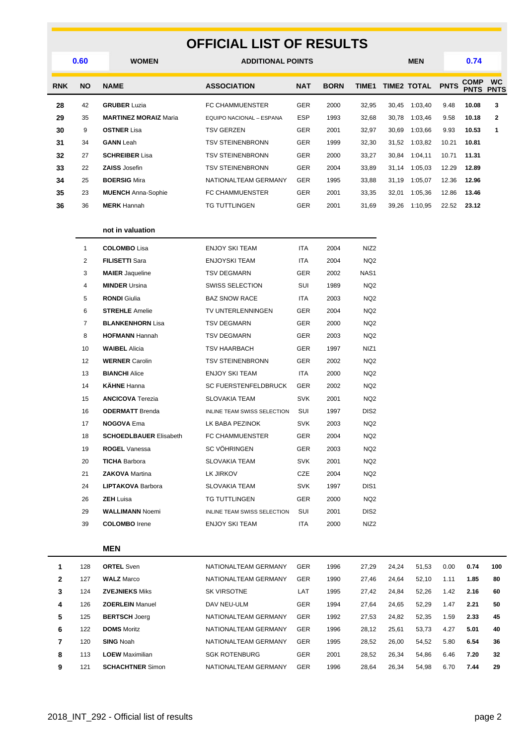# OFFICIAL LIST OF RESULTS

| 0.60 | WOMEN | ADDITIONAL POINTS | MEN | 0.74 |
|---|---|---|---|---|

| RNK | NO | NAME | ASSOCIATION | NAT | BORN | TIME1 | TIME2 | TOTAL | PNTS | COMP PNTS | WC PNTS |
|---|---|---|---|---|---|---|---|---|---|---|---|
| 28 | 42 | **GRUBER** Luzia | FC CHAMMUENSTER | GER | 2000 | 32,95 | 30,45 | 1:03,40 | 9.48 | **10.08** | **3** |
| 29 | 35 | **MARTINEZ MORAIZ** Maria | EQUIPO NACIONAL – ESPANA | ESP | 1993 | 32,68 | 30,78 | 1:03,46 | 9.58 | **10.18** | **2** |
| 30 | 9 | **OSTNER** Lisa | TSV GERZEN | GER | 2001 | 32,97 | 30,69 | 1:03,66 | 9.93 | **10.53** | **1** |
| 31 | 34 | **GANN** Leah | TSV STEINENBRONN | GER | 1999 | 32,30 | 31,52 | 1:03,82 | 10.21 | **10.81** | |
| 32 | 27 | **SCHREIBER** Lisa | TSV STEINENBRONN | GER | 2000 | 33,27 | 30,84 | 1:04,11 | 10.71 | **11.31** | |
| 33 | 22 | **ZAISS** Josefin | TSV STEINENBRONN | GER | 2004 | 33,89 | 31,14 | 1:05,03 | 12.29 | **12.89** | |
| 34 | 25 | **BOERSIG** Mira | NATIONALTEAM GERMANY | GER | 1995 | 33,88 | 31,19 | 1:05,07 | 12.36 | **12.96** | |
| 35 | 23 | **MUENCH** Anna-Sophie | FC CHAMMUENSTER | GER | 2001 | 33,35 | 32,01 | 1:05,36 | 12.86 | **13.46** | |
| 36 | 36 | **MERK** Hannah | TG TUTTLINGEN | GER | 2001 | 31,69 | 39,26 | 1:10,95 | 22.52 | **23.12** | |

**not in valuation**

| NO | NAME | ASSOCIATION | NAT | BORN | TIME1 |
|---|---|---|---|---|---|
| 1 | **COLOMBO** Lisa | ENJOY SKI TEAM | ITA | 2004 | NIZ2 |
| 2 | **FILISETTI** Sara | ENJOYSKI TEAM | ITA | 2004 | NQ2 |
| 3 | **MAIER** Jaqueline | TSV DEGMARN | GER | 2002 | NAS1 |
| 4 | **MINDER** Ursina | SWISS SELECTION | SUI | 1989 | NQ2 |
| 5 | **RONDI** Giulia | BAZ SNOW RACE | ITA | 2003 | NQ2 |
| 6 | **STREHLE** Amelie | TV UNTERLENNINGEN | GER | 2004 | NQ2 |
| 7 | **BLANKENHORN** Lisa | TSV DEGMARN | GER | 2000 | NQ2 |
| 8 | **HOFMANN** Hannah | TSV DEGMARN | GER | 2003 | NQ2 |
| 10 | **WAIBEL** Alicia | TSV HAARBACH | GER | 1997 | NIZ1 |
| 12 | **WERNER** Carolin | TSV STEINENBRONN | GER | 2002 | NQ2 |
| 13 | **BIANCHI** Alice | ENJOY SKI TEAM | ITA | 2000 | NQ2 |
| 14 | **KÄHNE** Hanna | SC FUERSTENFELDBRUCK | GER | 2002 | NQ2 |
| 15 | **ANCICOVA** Terezia | SLOVAKIA TEAM | SVK | 2001 | NQ2 |
| 16 | **ODERMATT** Brenda | INLINE TEAM SWISS SELECTION | SUI | 1997 | DIS2 |
| 17 | **NOGOVA** Ema | LK BABA PEZINOK | SVK | 2003 | NQ2 |
| 18 | **SCHOEDLBAUER** Elisabeth | FC CHAMMUENSTER | GER | 2004 | NQ2 |
| 19 | **ROGEL** Vanessa | SC VÖHRINGEN | GER | 2003 | NQ2 |
| 20 | **TICHA** Barbora | SLOVAKIA TEAM | SVK | 2001 | NQ2 |
| 21 | **ZAKOVA** Martina | LK JIRKOV | CZE | 2004 | NQ2 |
| 24 | **LIPTAKOVA** Barbora | SLOVAKIA TEAM | SVK | 1997 | DIS1 |
| 26 | **ZEH** Luisa | TG TUTTLINGEN | GER | 2000 | NQ2 |
| 29 | **WALLIMANN** Noemi | INLINE TEAM SWISS SELECTION | SUI | 2001 | DIS2 |
| 39 | **COLOMBO** Irene | ENJOY SKI TEAM | ITA | 2000 | NIZ2 |

**MEN**

| RNK | NO | NAME | ASSOCIATION | NAT | BORN | TIME1 | TIME2 | TOTAL | PNTS | COMP PNTS | WC PNTS |
|---|---|---|---|---|---|---|---|---|---|---|---|
| 1 | 128 | **ORTEL** Sven | NATIONALTEAM GERMANY | GER | 1996 | 27,29 | 24,24 | 51,53 | 0.00 | **0.74** | **100** |
| 2 | 127 | **WALZ** Marco | NATIONALTEAM GERMANY | GER | 1990 | 27,46 | 24,64 | 52,10 | 1.11 | **1.85** | **80** |
| 3 | 124 | **ZVEJNIEKS** Miks | SK VIRSOTNE | LAT | 1995 | 27,42 | 24,84 | 52,26 | 1.42 | **2.16** | **60** |
| 4 | 126 | **ZOERLEIN** Manuel | DAV NEU-ULM | GER | 1994 | 27,64 | 24,65 | 52,29 | 1.47 | **2.21** | **50** |
| 5 | 125 | **BERTSCH** Joerg | NATIONALTEAM GERMANY | GER | 1992 | 27,53 | 24,82 | 52,35 | 1.59 | **2.33** | **45** |
| 6 | 122 | **DOMS** Moritz | NATIONALTEAM GERMANY | GER | 1996 | 28,12 | 25,61 | 53,73 | 4.27 | **5.01** | **40** |
| 7 | 120 | **SING** Noah | NATIONALTEAM GERMANY | GER | 1995 | 28,52 | 26,00 | 54,52 | 5.80 | **6.54** | **36** |
| 8 | 113 | **LOEW** Maximilian | SGK ROTENBURG | GER | 2001 | 28,52 | 26,34 | 54,86 | 6.46 | **7.20** | **32** |
| 9 | 121 | **SCHACHTNER** Simon | NATIONALTEAM GERMANY | GER | 1996 | 28,64 | 26,34 | 54,98 | 6.70 | **7.44** | **29** |

2018_INT_292 - Official list of results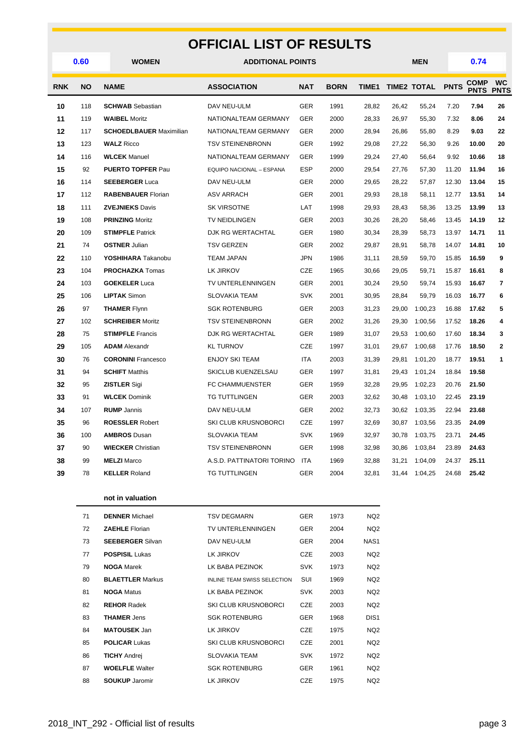# OFFICIAL LIST OF RESULTS

| 0.60 | WOMEN | ADDITIONAL POINTS | MEN | 0.74 |
|---|---|---|---|---|

| RNK | NO | NAME | ASSOCIATION | NAT | BORN | TIME1 | TIME2 | TOTAL | PNTS | COMP PNTS | WC PNTS |
|---|---|---|---|---|---|---|---|---|---|---|---|
| 10 | 118 | **SCHWAB** Sebastian | DAV NEU-ULM | GER | 1991 | 28,82 | 26,42 | 55,24 | 7.20 | **7.94** | **26** |
| 11 | 119 | **WAIBEL** Moritz | NATIONALTEAM GERMANY | GER | 2000 | 28,33 | 26,97 | 55,30 | 7.32 | **8.06** | **24** |
| 12 | 117 | **SCHOEDLBAUER** Maximilian | NATIONALTEAM GERMANY | GER | 2000 | 28,94 | 26,86 | 55,80 | 8.29 | **9.03** | **22** |
| 13 | 123 | **WALZ** Ricco | TSV STEINENBRONN | GER | 1992 | 29,08 | 27,22 | 56,30 | 9.26 | **10.00** | **20** |
| 14 | 116 | **WLCEK** Manuel | NATIONALTEAM GERMANY | GER | 1999 | 29,24 | 27,40 | 56,64 | 9.92 | **10.66** | **18** |
| 15 | 92 | **PUERTO TOPFER** Pau | EQUIPO NACIONAL – ESPANA | ESP | 2000 | 29,54 | 27,76 | 57,30 | 11.20 | **11.94** | **16** |
| 16 | 114 | **SEEBERGER** Luca | DAV NEU-ULM | GER | 2000 | 29,65 | 28,22 | 57,87 | 12.30 | **13.04** | **15** |
| 17 | 112 | **RABENBAUER** Florian | ASV ARRACH | GER | 2001 | 29,93 | 28,18 | 58,11 | 12.77 | **13.51** | **14** |
| 18 | 111 | **ZVEJNIEKS** Davis | SK VIRSOTNE | LAT | 1998 | 29,93 | 28,43 | 58,36 | 13.25 | **13.99** | **13** |
| 19 | 108 | **PRINZING** Moritz | TV NEIDLINGEN | GER | 2003 | 30,26 | 28,20 | 58,46 | 13.45 | **14.19** | **12** |
| 20 | 109 | **STIMPFLE** Patrick | DJK RG WERTACHTAL | GER | 1980 | 30,34 | 28,39 | 58,73 | 13.97 | **14.71** | **11** |
| 21 | 74 | **OSTNER** Julian | TSV GERZEN | GER | 2002 | 29,87 | 28,91 | 58,78 | 14.07 | **14.81** | **10** |
| 22 | 110 | **YOSHIHARA** Takanobu | TEAM JAPAN | JPN | 1986 | 31,11 | 28,59 | 59,70 | 15.85 | **16.59** | **9** |
| 23 | 104 | **PROCHAZKA** Tomas | LK JIRKOV | CZE | 1965 | 30,66 | 29,05 | 59,71 | 15.87 | **16.61** | **8** |
| 24 | 103 | **GOEKELER** Luca | TV UNTERLENNINGEN | GER | 2001 | 30,24 | 29,50 | 59,74 | 15.93 | **16.67** | **7** |
| 25 | 106 | **LIPTAK** Simon | SLOVAKIA TEAM | SVK | 2001 | 30,95 | 28,84 | 59,79 | 16.03 | **16.77** | **6** |
| 26 | 97 | **THAMER** Flynn | SGK ROTENBURG | GER | 2003 | 31,23 | 29,00 | 1:00,23 | 16.88 | **17.62** | **5** |
| 27 | 102 | **SCHREIBER** Moritz | TSV STEINENBRONN | GER | 2002 | 31,26 | 29,30 | 1:00,56 | 17.52 | **18.26** | **4** |
| 28 | 75 | **STIMPFLE** Francis | DJK RG WERTACHTAL | GER | 1989 | 31,07 | 29,53 | 1:00,60 | 17.60 | **18.34** | **3** |
| 29 | 105 | **ADAM** Alexandr | KL TURNOV | CZE | 1997 | 31,01 | 29,67 | 1:00,68 | 17.76 | **18.50** | **2** |
| 30 | 76 | **CORONINI** Francesco | ENJOY SKI TEAM | ITA | 2003 | 31,39 | 29,81 | 1:01,20 | 18.77 | **19.51** | **1** |
| 31 | 94 | **SCHIFT** Matthis | SKICLUB KUENZELSAU | GER | 1997 | 31,81 | 29,43 | 1:01,24 | 18.84 | **19.58** | |
| 32 | 95 | **ZISTLER** Sigi | FC CHAMMUENSTER | GER | 1959 | 32,28 | 29,95 | 1:02,23 | 20.76 | **21.50** | |
| 33 | 91 | **WLCEK** Dominik | TG TUTTLINGEN | GER | 2003 | 32,62 | 30,48 | 1:03,10 | 22.45 | **23.19** | |
| 34 | 107 | **RUMP** Jannis | DAV NEU-ULM | GER | 2002 | 32,73 | 30,62 | 1:03,35 | 22.94 | **23.68** | |
| 35 | 96 | **ROESSLER** Robert | SKI CLUB KRUSNOBORCI | CZE | 1997 | 32,69 | 30,87 | 1:03,56 | 23.35 | **24.09** | |
| 36 | 100 | **AMBROS** Dusan | SLOVAKIA TEAM | SVK | 1969 | 32,97 | 30,78 | 1:03,75 | 23.71 | **24.45** | |
| 37 | 90 | **WIECKER** Christian | TSV STEINENBRONN | GER | 1998 | 32,98 | 30,86 | 1:03,84 | 23.89 | **24.63** | |
| 38 | 99 | **MELZI** Marco | A.S.D. PATTINATORI TORINO | ITA | 1969 | 32,88 | 31,21 | 1:04,09 | 24.37 | **25.11** | |
| 39 | 78 | **KELLER** Roland | TG TUTTLINGEN | GER | 2004 | 32,81 | 31,44 | 1:04,25 | 24.68 | **25.42** | |

**not in valuation**

| NO | NAME | ASSOCIATION | NAT | BORN | |
|---|---|---|---|---|---|
| 71 | **DENNER** Michael | TSV DEGMARN | GER | 1973 | NQ2 |
| 72 | **ZAEHLE** Florian | TV UNTERLENNINGEN | GER | 2004 | NQ2 |
| 73 | **SEEBERGER** Silvan | DAV NEU-ULM | GER | 2004 | NAS1 |
| 77 | **POSPISIL** Lukas | LK JIRKOV | CZE | 2003 | NQ2 |
| 79 | **NOGA** Marek | LK BABA PEZINOK | SVK | 1973 | NQ2 |
| 80 | **BLAETTLER** Markus | INLINE TEAM SWISS SELECTION | SUI | 1969 | NQ2 |
| 81 | **NOGA** Matus | LK BABA PEZINOK | SVK | 2003 | NQ2 |
| 82 | **REHOR** Radek | SKI CLUB KRUSNOBORCI | CZE | 2003 | NQ2 |
| 83 | **THAMER** Jens | SGK ROTENBURG | GER | 1968 | DIS1 |
| 84 | **MATOUSEK** Jan | LK JIRKOV | CZE | 1975 | NQ2 |
| 85 | **POLICAR** Lukas | SKI CLUB KRUSNOBORCI | CZE | 2001 | NQ2 |
| 86 | **TICHY** Andrej | SLOVAKIA TEAM | SVK | 1972 | NQ2 |
| 87 | **WOELFLE** Walter | SGK ROTENBURG | GER | 1961 | NQ2 |
| 88 | **SOUKUP** Jaromir | LK JIRKOV | CZE | 1975 | NQ2 |

2018_INT_292 - Official list of results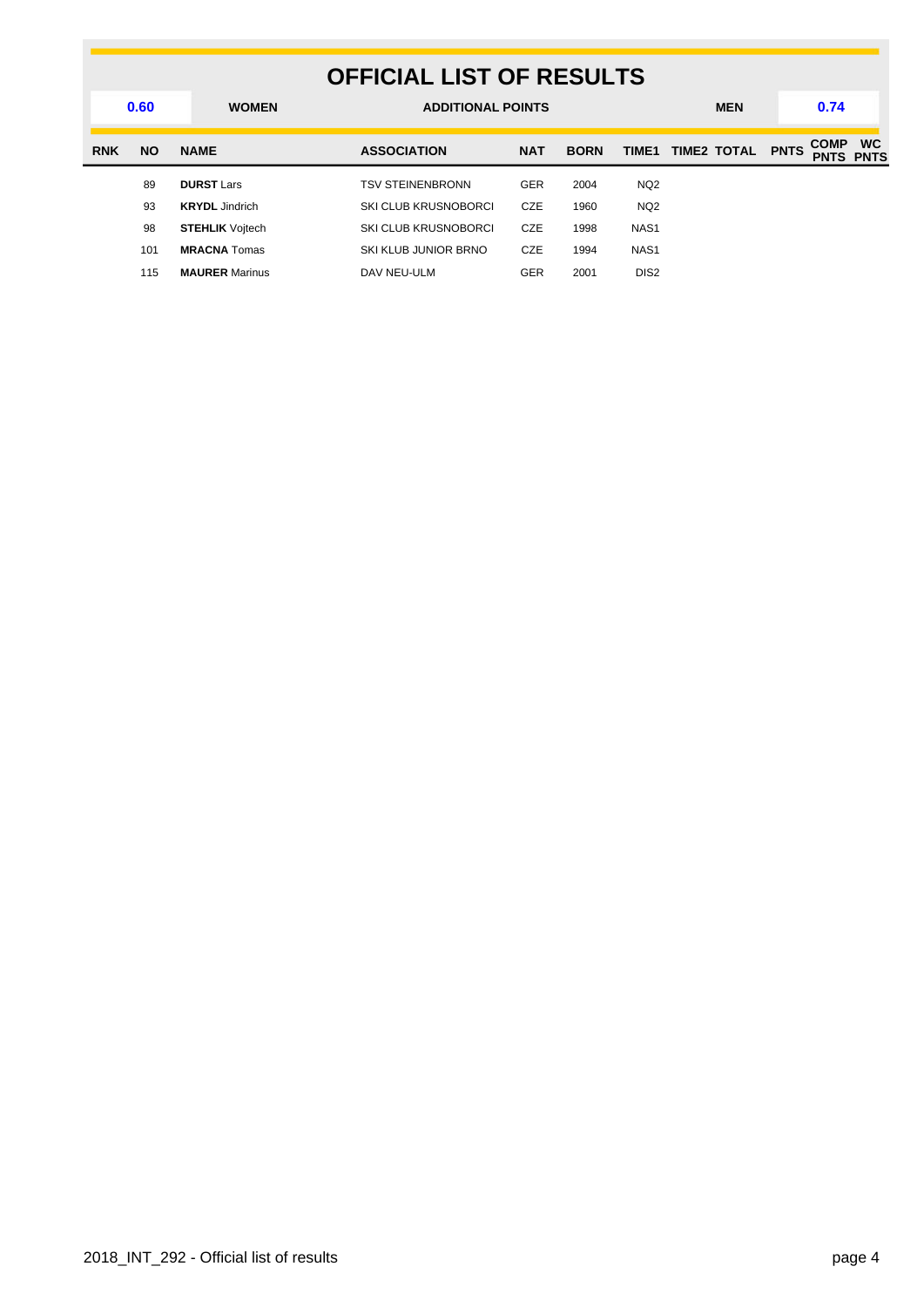# OFFICIAL LIST OF RESULTS

| 0.60 | WOMEN | ADDITIONAL POINTS | MEN | 0.74 |
|---|---|---|---|---|

| RNK | NO | NAME | ASSOCIATION | NAT | BORN | TIME1 | TIME2 | TOTAL | PNTS | COMP PNTS | WC PNTS |
|---|---|---|---|---|---|---|---|---|---|---|---|
| | 89 | **DURST** Lars | TSV STEINENBRONN | GER | 2004 | NQ2 | | | | | |
| | 93 | **KRYDL** Jindrich | SKI CLUB KRUSNOBORCI | CZE | 1960 | NQ2 | | | | | |
| | 98 | **STEHLIK** Vojtech | SKI CLUB KRUSNOBORCI | CZE | 1998 | NAS1 | | | | | |
| | 101 | **MRACNA** Tomas | SKI KLUB JUNIOR BRNO | CZE | 1994 | NAS1 | | | | | |
| | 115 | **MAURER** Marinus | DAV NEU-ULM | GER | 2001 | DIS2 | | | | | |

2018_INT_292 - Official list of results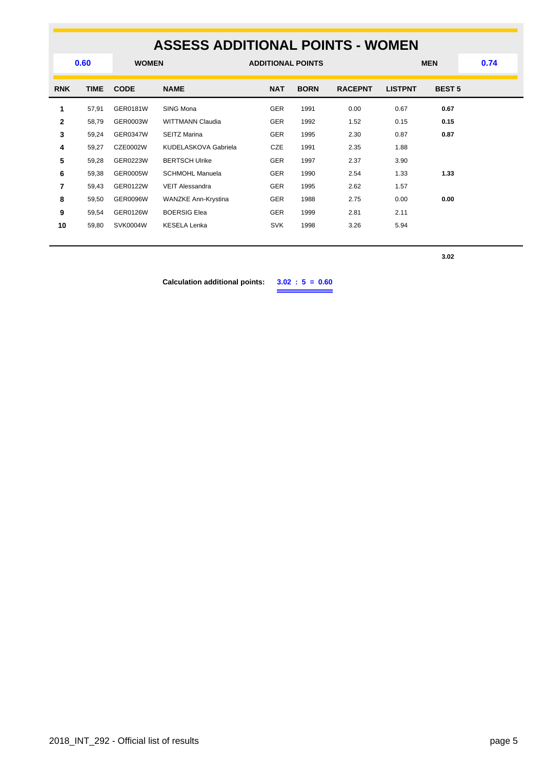# ASSESS ADDITIONAL POINTS - WOMEN

| 0.60 | WOMEN | ADDITIONAL POINTS | MEN | 0.74 |
|---|---|---|---|---|

| RNK | TIME | CODE | NAME | NAT | BORN | RACEPNT | LISTPNT | BEST 5 |
|---|---|---|---|---|---|---|---|---|
| **1** | 57,91 | GER0181W | SING Mona | GER | 1991 | 0.00 | 0.67 | **0.67** |
| **2** | 58,79 | GER0003W | WITTMANN Claudia | GER | 1992 | 1.52 | 0.15 | **0.15** |
| **3** | 59,24 | GER0347W | SEITZ Marina | GER | 1995 | 2.30 | 0.87 | **0.87** |
| **4** | 59,27 | CZE0002W | KUDELASKOVA Gabriela | CZE | 1991 | 2.35 | 1.88 | |
| **5** | 59,28 | GER0223W | BERTSCH Ulrike | GER | 1997 | 2.37 | 3.90 | |
| **6** | 59,38 | GER0005W | SCHMOHL Manuela | GER | 1990 | 2.54 | 1.33 | **1.33** |
| **7** | 59,43 | GER0122W | VEIT Alessandra | GER | 1995 | 2.62 | 1.57 | |
| **8** | 59,50 | GER0096W | WANZKE Ann-Krystina | GER | 1988 | 2.75 | 0.00 | **0.00** |
| **9** | 59,54 | GER0126W | BOERSIG Elea | GER | 1999 | 2.81 | 2.11 | |
| **10** | 59,80 | SVK0004W | KESELA Lenka | SVK | 1998 | 3.26 | 5.94 | |
| | | | | | | | | **3.02** |

**Calculation additional points:** **3.02 : 5 = 0.60**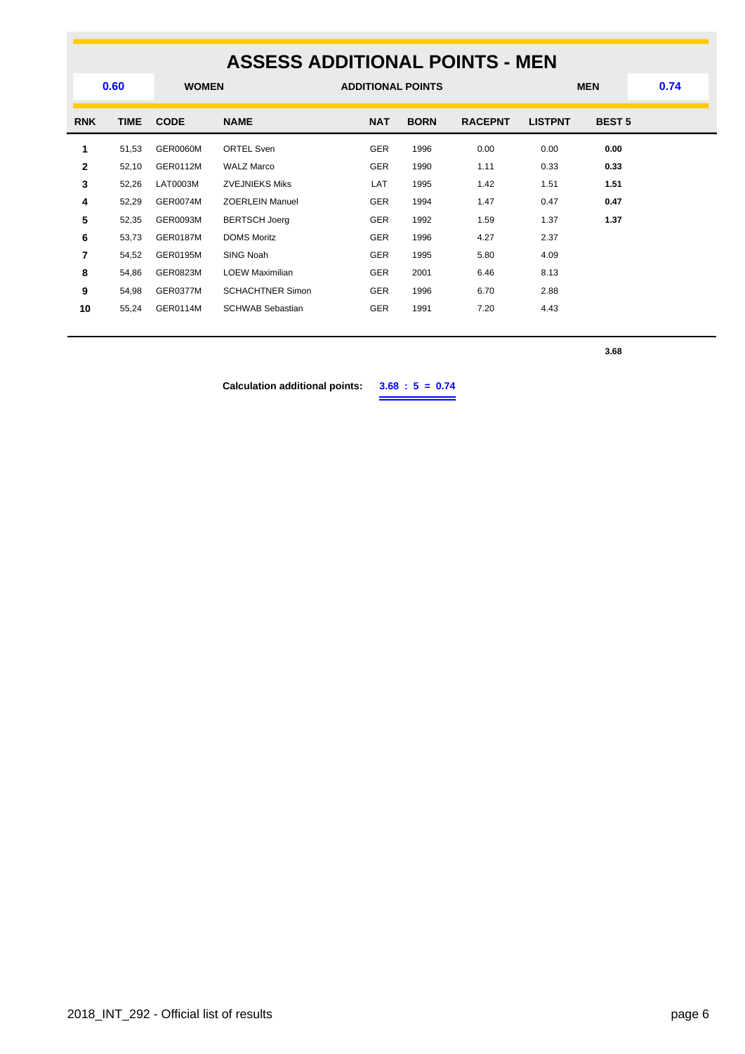# ASSESS ADDITIONAL POINTS - MEN

| 0.60 | WOMEN | ADDITIONAL POINTS | MEN | 0.74 |
|---|---|---|---|---|

| RNK | TIME | CODE | NAME | NAT | BORN | RACEPNT | LISTPNT | BEST 5 |
|---|---|---|---|---|---|---|---|---|
| 1 | 51,53 | GER0060M | ORTEL Sven | GER | 1996 | 0.00 | 0.00 | **0.00** |
| 2 | 52,10 | GER0112M | WALZ Marco | GER | 1990 | 1.11 | 0.33 | **0.33** |
| 3 | 52,26 | LAT0003M | ZVEJNIEKS Miks | LAT | 1995 | 1.42 | 1.51 | **1.51** |
| 4 | 52,29 | GER0074M | ZOERLEIN Manuel | GER | 1994 | 1.47 | 0.47 | **0.47** |
| 5 | 52,35 | GER0093M | BERTSCH Joerg | GER | 1992 | 1.59 | 1.37 | **1.37** |
| 6 | 53,73 | GER0187M | DOMS Moritz | GER | 1996 | 4.27 | 2.37 | |
| 7 | 54,52 | GER0195M | SING Noah | GER | 1995 | 5.80 | 4.09 | |
| 8 | 54,86 | GER0823M | LOEW Maximilian | GER | 2001 | 6.46 | 8.13 | |
| 9 | 54,98 | GER0377M | SCHACHTNER Simon | GER | 1996 | 6.70 | 2.88 | |
| 10 | 55,24 | GER0114M | SCHWAB Sebastian | GER | 1991 | 7.20 | 4.43 | |
| | | | | | | | | **3.68** |

**Calculation additional points:** **3.68 : 5 = 0.74**